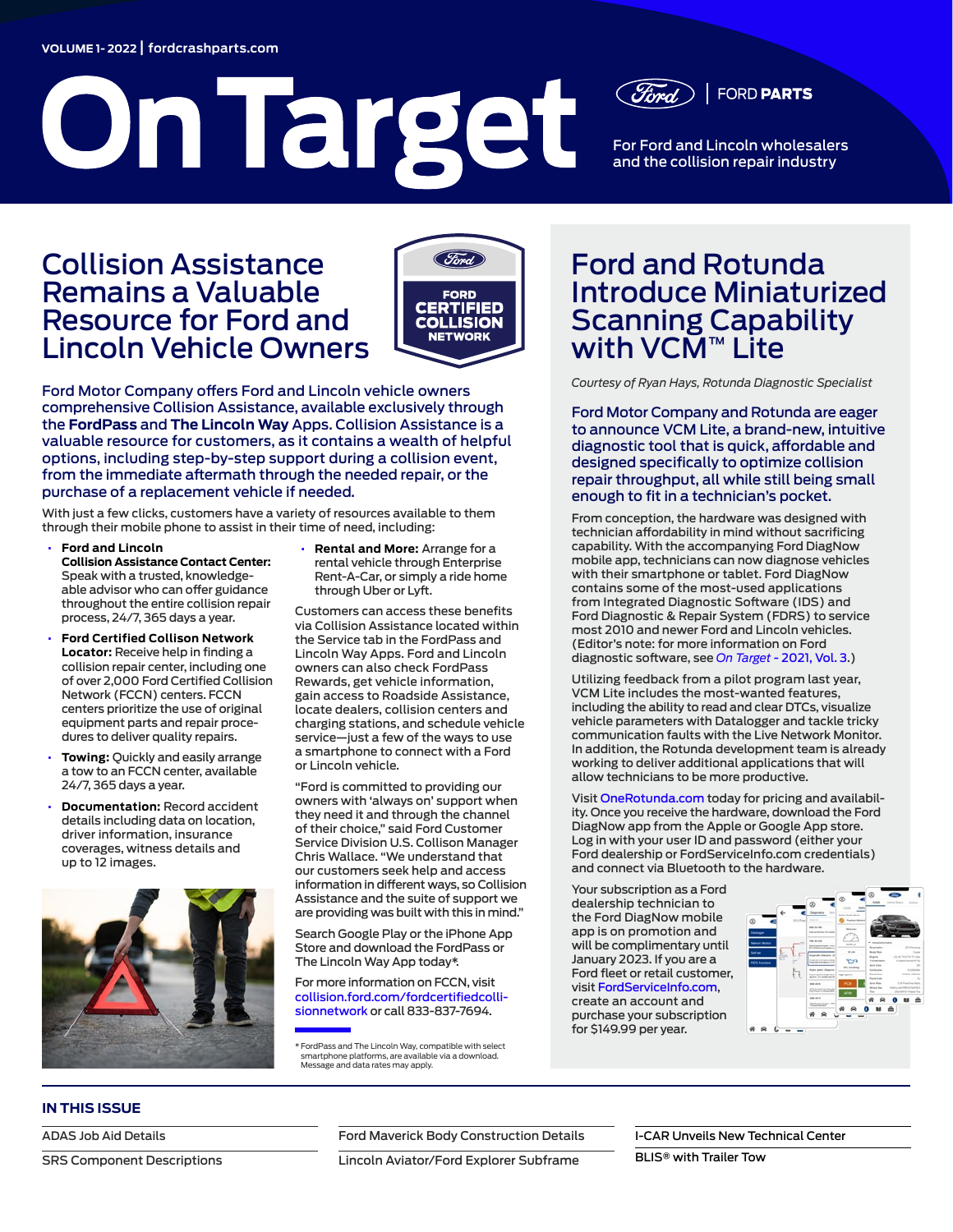VOLUME 1- 2022 | fordcrashparts.com

# On Target

FORD PARTS

For Ford and Lincoln wholesalers and the collision repair industry

## Collision Assistance Remains a Valuable Resource for Ford and Lincoln Vehicle Owners

FORD CERTIFIED COLLISION NETWORK

Ford Motor Company offers Ford and Lincoln vehicle owners comprehensive Collision Assistance, available exclusively through the **FordPass** and **The Lincoln Way** Apps. Collision Assistance is a valuable resource for customers, as it contains a wealth of helpful options, including step-by-step support during a collision event, from the immediate aftermath through the needed repair, or the purchase of a replacement vehicle if needed.

With just a few clicks, customers have a variety of resources available to them through their mobile phone to assist in their time of need, including:

- **Ford and Lincoln Collision Assistance Contact Center:** Speak with a trusted, knowledgeable advisor who can offer guidance throughout the entire collision repair process, 24/7, 365 days a year.
- **Ford Certified Collison Network Locator:** Receive help in finding a collision repair center, including one of over 2,000 Ford Certified Collision Network (FCCN) centers. FCCN centers prioritize the use of original equipment parts and repair procedures to deliver quality repairs.
- **Towing:** Quickly and easily arrange a tow to an FCCN center, available 24/7, 365 days a year.
- **Documentation:** Record accident details including data on location, driver information, insurance coverages, witness details and up to 12 images.
- **Rental and More:** Arrange for a rental vehicle through Enterprise Rent-A-Car, or simply a ride home through Uber or Lyft.

Customers can access these benefits via Collision Assistance located within the Service tab in the FordPass and Lincoln Way Apps. Ford and Lincoln owners can also check FordPass Rewards, get vehicle information, gain access to Roadside Assistance, locate dealers, collision centers and charging stations, and schedule vehicle service—just a few of the ways to use a smartphone to connect with a Ford or Lincoln vehicle.

"Ford is committed to providing our owners with 'always on' support when they need it and through the channel of their choice," said Ford Customer Service Division U.S. Collison Manager Chris Wallace. "We understand that our customers seek help and access information in different ways, so Collision Assistance and the suite of support we are providing was built with this in mind."

Search Google Play or the iPhone App Store and download the FordPass or The Lincoln Way App today*.

For more information on FCCN, visit collision.ford.com/fordcertifiedcollisionnetwork or call 833-837-7694.

\* FordPass and The Lincoln Way, compatible with select smartphone platforms, are available via a download. Message and data rates may apply.

## Ford and Rotunda Introduce Miniaturized Scanning Capability with VCM™ Lite

*Courtesy of Ryan Hays, Rotunda Diagnostic Specialist*

Ford Motor Company and Rotunda are eager to announce VCM Lite, a brand-new, intuitive diagnostic tool that is quick, affordable and designed specifically to optimize collision repair throughput, all while still being small enough to fit in a technician's pocket.

From conception, the hardware was designed with technician affordability in mind without sacrificing capability. With the accompanying Ford DiagNow mobile app, technicians can now diagnose vehicles with their smartphone or tablet. Ford DiagNow contains some of the most-used applications from Integrated Diagnostic Software (IDS) and Ford Diagnostic & Repair System (FDRS) to service most 2010 and newer Ford and Lincoln vehicles. (Editor's note: for more information on Ford diagnostic software, see *On Target - 2021, Vol. 3*.)

Utilizing feedback from a pilot program last year, VCM Lite includes the most-wanted features, including the ability to read and clear DTCs, visualize vehicle parameters with Datalogger and tackle tricky communication faults with the Live Network Monitor. In addition, the Rotunda development team is already working to deliver additional applications that will allow technicians to be more productive.

Visit OneRotunda.com today for pricing and availability. Once you receive the hardware, download the Ford DiagNow app from the Apple or Google App store. Log in with your user ID and password (either your Ford dealership or FordServiceInfo.com credentials) and connect via Bluetooth to the hardware.

Your subscription as a Ford dealership technician to the Ford DiagNow mobile app is on promotion and will be complimentary until January 2023. If you are a Ford fleet or retail customer, visit FordServiceInfo.com, create an account and purchase your subscription for $149.99 per year.

### IN THIS ISSUE

- ADAS Job Aid Details
- SRS Component Descriptions
- Ford Maverick Body Construction Details
- Lincoln Aviator/Ford Explorer Subframe
- I-CAR Unveils New Technical Center
- BLIS® with Trailer Tow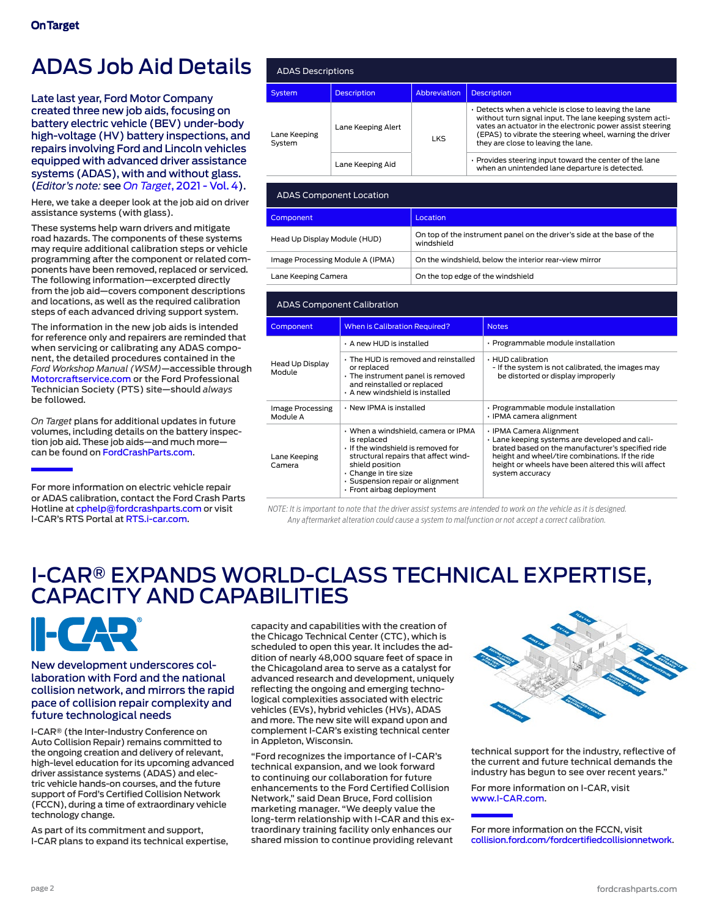# ADAS Job Aid Details

**Late last year, Ford Motor Company created three new job aids, focusing on battery electric vehicle (BEV) under-body high-voltage (HV) battery inspections, and repairs involving Ford and Lincoln vehicles equipped with advanced driver assistance systems (ADAS), with and without glass. (*Editor's note:* see *On Target*, 2021 - Vol. 4).**

Here, we take a deeper look at the job aid on driver assistance systems (with glass).

These systems help warn drivers and mitigate road hazards. The components of these systems may require additional calibration steps or vehicle programming after the component or related components have been removed, replaced or serviced. The following information—excerpted directly from the job aid—covers component descriptions and locations, as well as the required calibration steps of each advanced driving support system.

The information in the new job aids is intended for reference only and repairers are reminded that when servicing or calibrating any ADAS component, the detailed procedures contained in the *Ford Workshop Manual (WSM)*—accessible through Motorcraftservice.com or the Ford Professional Technician Society (PTS) site—should *always* be followed.

*On Target* plans for additional updates in future volumes, including details on the battery inspection job aid. These job aids—and much more—can be found on FordCrashParts.com.

For more information on electric vehicle repair or ADAS calibration, contact the Ford Crash Parts Hotline at cphelp@fordcrashparts.com or visit I-CAR's RTS Portal at RTS.i-car.com.

**ADAS Descriptions**

| System | Description | Abbreviation | Description |
|---|---|---|---|
| Lane Keeping System | Lane Keeping Alert | LKS | • Detects when a vehicle is close to leaving the lane without turn signal input. The lane keeping system activates an actuator in the electronic power assist steering (EPAS) to vibrate the steering wheel, warning the driver they are close to leaving the lane. |
| | Lane Keeping Aid | | • Provides steering input toward the center of the lane when an unintended lane departure is detected. |

**ADAS Component Location**

| Component | Location |
|---|---|
| Head Up Display Module (HUD) | On top of the instrument panel on the driver's side at the base of the windshield |
| Image Processing Module A (IPMA) | On the windshield, below the interior rear-view mirror |
| Lane Keeping Camera | On the top edge of the windshield |

**ADAS Component Calibration**

| Component | When is Calibration Required? | Notes |
|---|---|---|
| Head Up Display Module | • A new HUD is installed | • Programmable module installation |
| | • The HUD is removed and reinstalled or replaced<br>• The instrument panel is removed and reinstalled or replaced<br>• A new windshield is installed | • HUD calibration<br>- If the system is not calibrated, the images may be distorted or display improperly |
| Image Processing Module A | • New IPMA is installed | • Programmable module installation<br>• IPMA camera alignment |
| Lane Keeping Camera | • When a windshield, camera or IPMA is replaced<br>• If the windshield is removed for structural repairs that affect windshield position<br>• Change in tire size<br>• Suspension repair or alignment<br>• Front airbag deployment | • IPMA Camera Alignment<br>• Lane keeping systems are developed and calibrated based on the manufacturer's specified ride height and wheel/tire combinations. If the ride height or wheels have been altered this will affect system accuracy |

*NOTE: It is important to note that the driver assist systems are intended to work on the vehicle as it is designed. Any aftermarket alteration could cause a system to malfunction or not accept a correct calibration.*

# I-CAR® EXPANDS WORLD-CLASS TECHNICAL EXPERTISE, CAPACITY AND CAPABILITIES

**New development underscores collaboration with Ford and the national collision network, and mirrors the rapid pace of collision repair complexity and future technological needs**

I-CAR® (the Inter-Industry Conference on Auto Collision Repair) remains committed to the ongoing creation and delivery of relevant, high-level education for its upcoming advanced driver assistance systems (ADAS) and electric vehicle hands-on courses, and the future support of Ford's Certified Collision Network (FCCN), during a time of extraordinary vehicle technology change.

As part of its commitment and support, I-CAR plans to expand its technical expertise, capacity and capabilities with the creation of the Chicago Technical Center (CTC), which is scheduled to open this year. It includes the addition of nearly 48,000 square feet of space in the Chicagoland area to serve as a catalyst for advanced research and development, uniquely reflecting the ongoing and emerging technological complexities associated with electric vehicles (EVs), hybrid vehicles (HVs), ADAS and more. The new site will expand upon and complement I-CAR's existing technical center in Appleton, Wisconsin.

"Ford recognizes the importance of I-CAR's technical expansion, and we look forward to continuing our collaboration for future enhancements to the Ford Certified Collision Network," said Dean Bruce, Ford collision marketing manager. "We deeply value the long-term relationship with I-CAR and this extraordinary training facility only enhances our shared mission to continue providing relevant technical support for the industry, reflective of the current and future technical demands the industry has begun to see over recent years."

For more information on I-CAR, visit www.I-CAR.com.

For more information on the FCCN, visit collision.ford.com/fordcertifiedcollisionnetwork.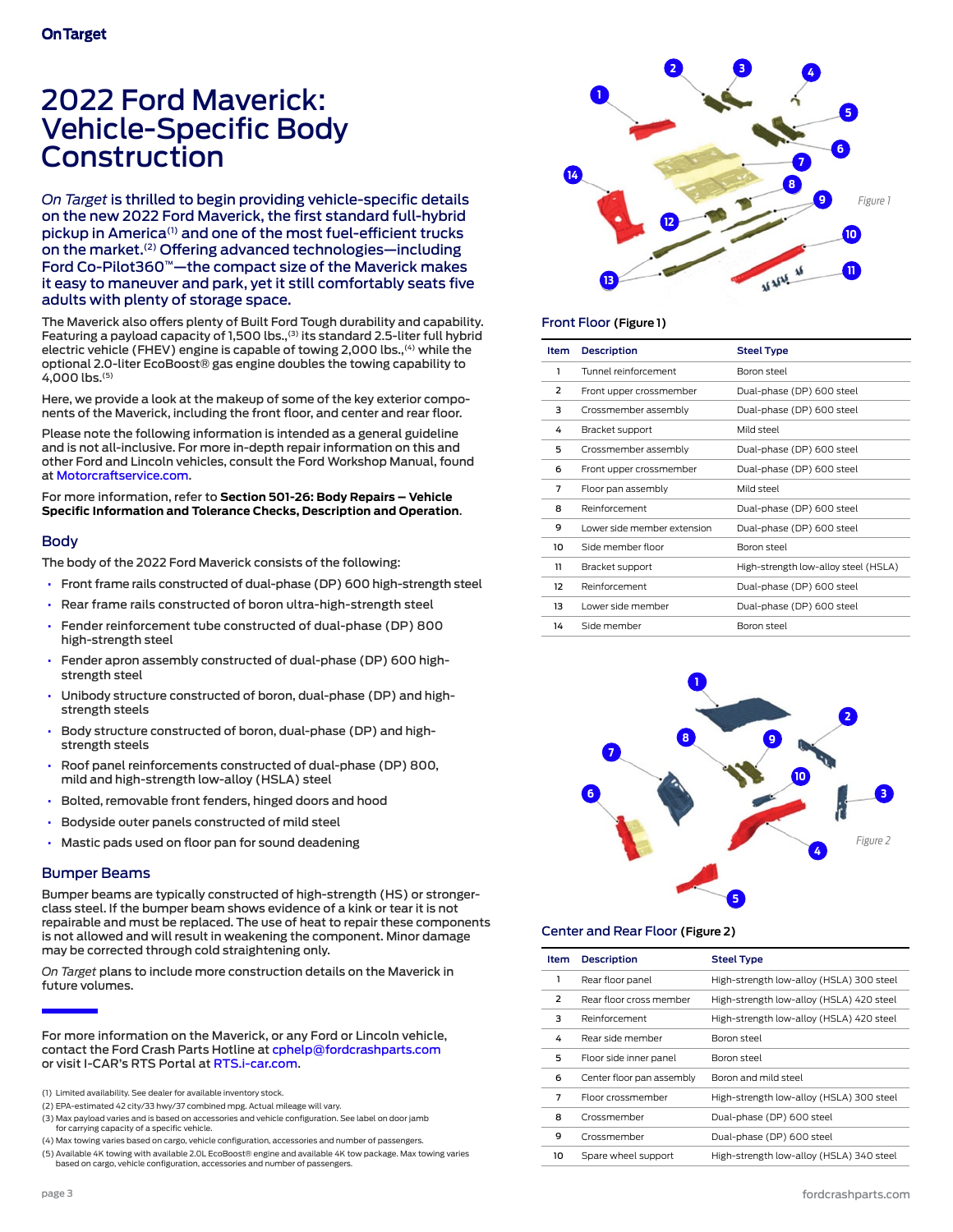# 2022 Ford Maverick: Vehicle-Specific Body Construction

*On Target* is thrilled to begin providing vehicle-specific details on the new 2022 Ford Maverick, the first standard full-hybrid pickup in America[1] and one of the most fuel-efficient trucks on the market.[2] Offering advanced technologies—including Ford Co-Pilot360™—the compact size of the Maverick makes it easy to maneuver and park, yet it still comfortably seats five adults with plenty of storage space.

The Maverick also offers plenty of Built Ford Tough durability and capability. Featuring a payload capacity of 1,500 lbs.,[3] its standard 2.5-liter full hybrid electric vehicle (FHEV) engine is capable of towing 2,000 lbs.,[4] while the optional 2.0-liter EcoBoost® gas engine doubles the towing capability to 4,000 lbs.[5]

Here, we provide a look at the makeup of some of the key exterior components of the Maverick, including the front floor, and center and rear floor.

Please note the following information is intended as a general guideline and is not all-inclusive. For more in-depth repair information on this and other Ford and Lincoln vehicles, consult the Ford Workshop Manual, found at Motorcraftservice.com.

For more information, refer to **Section 501-26: Body Repairs – Vehicle Specific Information and Tolerance Checks, Description and Operation**.

## Body

The body of the 2022 Ford Maverick consists of the following:

- Front frame rails constructed of dual-phase (DP) 600 high-strength steel
- Rear frame rails constructed of boron ultra-high-strength steel
- Fender reinforcement tube constructed of dual-phase (DP) 800 high-strength steel
- Fender apron assembly constructed of dual-phase (DP) 600 high-strength steel
- Unibody structure constructed of boron, dual-phase (DP) and high-strength steels
- Body structure constructed of boron, dual-phase (DP) and high-strength steels
- Roof panel reinforcements constructed of dual-phase (DP) 800, mild and high-strength low-alloy (HSLA) steel
- Bolted, removable front fenders, hinged doors and hood
- Bodyside outer panels constructed of mild steel
- Mastic pads used on floor pan for sound deadening

## Bumper Beams

Bumper beams are typically constructed of high-strength (HS) or stronger-class steel. If the bumper beam shows evidence of a kink or tear it is not repairable and must be replaced. The use of heat to repair these components is not allowed and will result in weakening the component. Minor damage may be corrected through cold straightening only.

*On Target* plans to include more construction details on the Maverick in future volumes.

For more information on the Maverick, or any Ford or Lincoln vehicle, contact the Ford Crash Parts Hotline at cphelp@fordcrashparts.com or visit I-CAR's RTS Portal at RTS.i-car.com.

*Figure 1*

### Front Floor (Figure 1)

| Item | Description | Steel Type |
|---|---|---|
| 1 | Tunnel reinforcement | Boron steel |
| 2 | Front upper crossmember | Dual-phase (DP) 600 steel |
| 3 | Crossmember assembly | Dual-phase (DP) 600 steel |
| 4 | Bracket support | Mild steel |
| 5 | Crossmember assembly | Dual-phase (DP) 600 steel |
| 6 | Front upper crossmember | Dual-phase (DP) 600 steel |
| 7 | Floor pan assembly | Mild steel |
| 8 | Reinforcement | Dual-phase (DP) 600 steel |
| 9 | Lower side member extension | Dual-phase (DP) 600 steel |
| 10 | Side member floor | Boron steel |
| 11 | Bracket support | High-strength low-alloy steel (HSLA) |
| 12 | Reinforcement | Dual-phase (DP) 600 steel |
| 13 | Lower side member | Dual-phase (DP) 600 steel |
| 14 | Side member | Boron steel |

*Figure 2*

### Center and Rear Floor (Figure 2)

| Item | Description | Steel Type |
|---|---|---|
| 1 | Rear floor panel | High-strength low-alloy (HSLA) 300 steel |
| 2 | Rear floor cross member | High-strength low-alloy (HSLA) 420 steel |
| 3 | Reinforcement | High-strength low-alloy (HSLA) 420 steel |
| 4 | Rear side member | Boron steel |
| 5 | Floor side inner panel | Boron steel |
| 6 | Center floor pan assembly | Boron and mild steel |
| 7 | Floor crossmember | High-strength low-alloy (HSLA) 300 steel |
| 8 | Crossmember | Dual-phase (DP) 600 steel |
| 9 | Crossmember | Dual-phase (DP) 600 steel |
| 10 | Spare wheel support | High-strength low-alloy (HSLA) 340 steel |

(1) Limited availability. See dealer for available inventory stock.
(2) EPA-estimated 42 city/33 hwy/37 combined mpg. Actual mileage will vary.
(3) Max payload varies and is based on accessories and vehicle configuration. See label on door jamb for carrying capacity of a specific vehicle.
(4) Max towing varies based on cargo, vehicle configuration, accessories and number of passengers.
(5) Available 4K towing with available 2.0L EcoBoost® engine and available 4K tow package. Max towing varies based on cargo, vehicle configuration, accessories and number of passengers.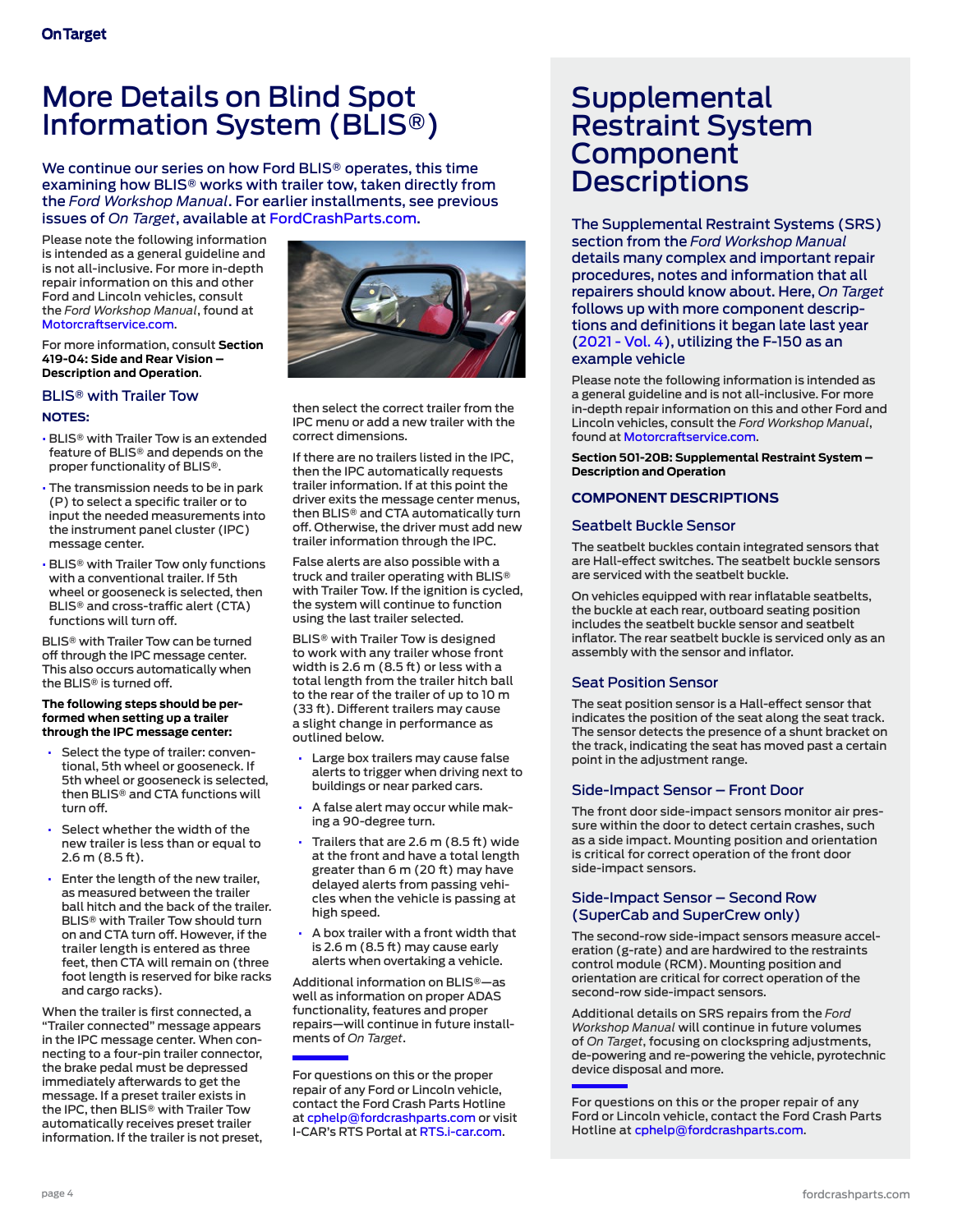# More Details on Blind Spot Information System (BLIS®)

We continue our series on how Ford BLIS® operates, this time examining how BLIS® works with trailer tow, taken directly from the *Ford Workshop Manual*. For earlier installments, see previous issues of *On Target*, available at FordCrashParts.com.

Please note the following information is intended as a general guideline and is not all-inclusive. For more in-depth repair information on this and other Ford and Lincoln vehicles, consult the *Ford Workshop Manual*, found at Motorcraftservice.com.

For more information, consult **Section 419-04: Side and Rear Vision – Description and Operation**.

### BLIS® with Trailer Tow

**NOTES:**

- BLIS® with Trailer Tow is an extended feature of BLIS® and depends on the proper functionality of BLIS®.
- The transmission needs to be in park (P) to select a specific trailer or to input the needed measurements into the instrument panel cluster (IPC) message center.
- BLIS® with Trailer Tow only functions with a conventional trailer. If 5th wheel or gooseneck is selected, then BLIS® and cross-traffic alert (CTA) functions will turn off.

BLIS® with Trailer Tow can be turned off through the IPC message center. This also occurs automatically when the BLIS® is turned off.

**The following steps should be performed when setting up a trailer through the IPC message center:**

- Select the type of trailer: conventional, 5th wheel or gooseneck. If 5th wheel or gooseneck is selected, then BLIS® and CTA functions will turn off.
- Select whether the width of the new trailer is less than or equal to 2.6 m (8.5 ft).
- Enter the length of the new trailer, as measured between the trailer ball hitch and the back of the trailer. BLIS® with Trailer Tow should turn on and CTA turn off. However, if the trailer length is entered as three feet, then CTA will remain on (three foot length is reserved for bike racks and cargo racks).

When the trailer is first connected, a "Trailer connected" message appears in the IPC message center. When connecting to a four-pin trailer connector, the brake pedal must be depressed immediately afterwards to get the message. If a preset trailer exists in the IPC, then BLIS® with Trailer Tow automatically receives preset trailer information. If the trailer is not preset, then select the correct trailer from the IPC menu or add a new trailer with the correct dimensions.

If there are no trailers listed in the IPC, then the IPC automatically requests trailer information. If at this point the driver exits the message center menus, then BLIS® and CTA automatically turn off. Otherwise, the driver must add new trailer information through the IPC.

False alerts are also possible with a truck and trailer operating with BLIS® with Trailer Tow. If the ignition is cycled, the system will continue to function using the last trailer selected.

BLIS® with Trailer Tow is designed to work with any trailer whose front width is 2.6 m (8.5 ft) or less with a total length from the trailer hitch ball to the rear of the trailer of up to 10 m (33 ft). Different trailers may cause a slight change in performance as outlined below.

- Large box trailers may cause false alerts to trigger when driving next to buildings or near parked cars.
- A false alert may occur while making a 90-degree turn.
- Trailers that are 2.6 m (8.5 ft) wide at the front and have a total length greater than 6 m (20 ft) may have delayed alerts from passing vehicles when the vehicle is passing at high speed.
- A box trailer with a front width that is 2.6 m (8.5 ft) may cause early alerts when overtaking a vehicle.

Additional information on BLIS®—as well as information on proper ADAS functionality, features and proper repairs—will continue in future installments of *On Target*.

For questions on this or the proper repair of any Ford or Lincoln vehicle, contact the Ford Crash Parts Hotline at cphelp@fordcrashparts.com or visit I-CAR's RTS Portal at RTS.i-car.com.

# Supplemental Restraint System Component Descriptions

The Supplemental Restraint Systems (SRS) section from the *Ford Workshop Manual* details many complex and important repair procedures, notes and information that all repairers should know about. Here, *On Target* follows up with more component descriptions and definitions it began late last year (2021 - Vol. 4), utilizing the F-150 as an example vehicle

Please note the following information is intended as a general guideline and is not all-inclusive. For more in-depth repair information on this and other Ford and Lincoln vehicles, consult the *Ford Workshop Manual*, found at Motorcraftservice.com.

**Section 501-20B: Supplemental Restraint System – Description and Operation**

## COMPONENT DESCRIPTIONS

### Seatbelt Buckle Sensor

The seatbelt buckles contain integrated sensors that are Hall-effect switches. The seatbelt buckle sensors are serviced with the seatbelt buckle.

On vehicles equipped with rear inflatable seatbelts, the buckle at each rear, outboard seating position includes the seatbelt buckle sensor and seatbelt inflator. The rear seatbelt buckle is serviced only as an assembly with the sensor and inflator.

### Seat Position Sensor

The seat position sensor is a Hall-effect sensor that indicates the position of the seat along the seat track. The sensor detects the presence of a shunt bracket on the track, indicating the seat has moved past a certain point in the adjustment range.

### Side-Impact Sensor – Front Door

The front door side-impact sensors monitor air pressure within the door to detect certain crashes, such as a side impact. Mounting position and orientation is critical for correct operation of the front door side-impact sensors.

### Side-Impact Sensor – Second Row (SuperCab and SuperCrew only)

The second-row side-impact sensors measure acceleration (g-rate) and are hardwired to the restraints control module (RCM). Mounting position and orientation are critical for correct operation of the second-row side-impact sensors.

Additional details on SRS repairs from the *Ford Workshop Manual* will continue in future volumes of *On Target*, focusing on clockspring adjustments, de-powering and re-powering the vehicle, pyrotechnic device disposal and more.

For questions on this or the proper repair of any Ford or Lincoln vehicle, contact the Ford Crash Parts Hotline at cphelp@fordcrashparts.com.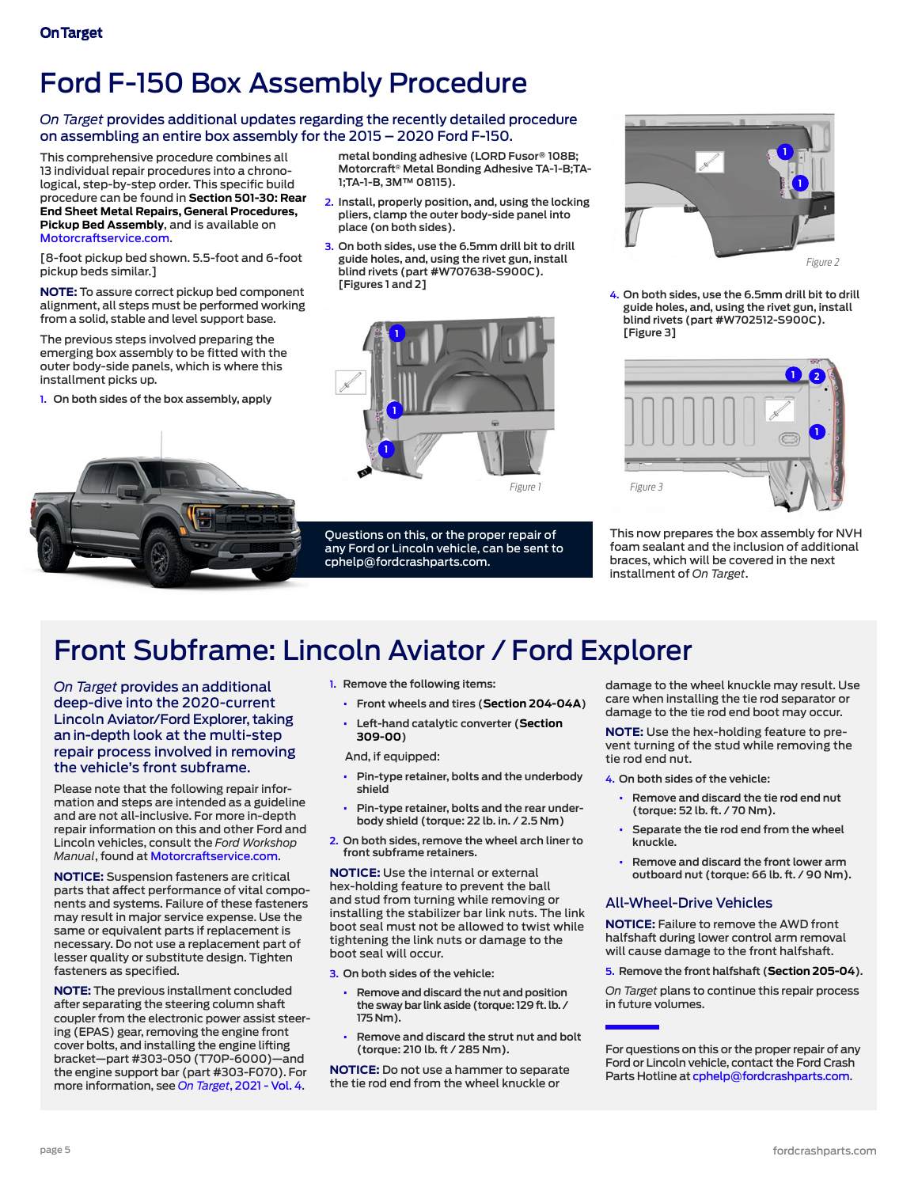# Ford F-150 Box Assembly Procedure

## *On Target* provides additional updates regarding the recently detailed procedure on assembling an entire box assembly for the 2015 – 2020 Ford F-150.

This comprehensive procedure combines all 13 individual repair procedures into a chronological, step-by-step order. This specific build procedure can be found in **Section 501-30: Rear End Sheet Metal Repairs, General Procedures, Pickup Bed Assembly**, and is available on Motorcraftservice.com.

[8-foot pickup bed shown. 5.5-foot and 6-foot pickup beds similar.]

**NOTE:** To assure correct pickup bed component alignment, all steps must be performed working from a solid, stable and level support base.

The previous steps involved preparing the emerging box assembly to be fitted with the outer body-side panels, which is where this installment picks up.

1. **On both sides of the box assembly, apply metal bonding adhesive (LORD Fusor® 108B; Motorcraft® Metal Bonding Adhesive TA-1-B;TA-1;TA-1-B, 3M™ 08115).**
2. **Install, properly position, and, using the locking pliers, clamp the outer body-side panel into place (on both sides).**
3. **On both sides, use the 6.5mm drill bit to drill guide holes, and, using the rivet gun, install blind rivets (part #W707638-S900C). [Figures 1 and 2]**

Figure 1

Figure 2

4. **On both sides, use the 6.5mm drill bit to drill guide holes, and, using the rivet gun, install blind rivets (part #W702512-S900C). [Figure 3]**

Figure 3

This now prepares the box assembly for NVH foam sealant and the inclusion of additional braces, which will be covered in the next installment of *On Target*.

Questions on this, or the proper repair of any Ford or Lincoln vehicle, can be sent to cphelp@fordcrashparts.com.

# Front Subframe: Lincoln Aviator / Ford Explorer

## *On Target* provides an additional deep-dive into the 2020-current Lincoln Aviator/Ford Explorer, taking an in-depth look at the multi-step repair process involved in removing the vehicle's front subframe.

Please note that the following repair information and steps are intended as a guideline and are not all-inclusive. For more in-depth repair information on this and other Ford and Lincoln vehicles, consult the *Ford Workshop Manual*, found at Motorcraftservice.com.

**NOTICE:** Suspension fasteners are critical parts that affect performance of vital components and systems. Failure of these fasteners may result in major service expense. Use the same or equivalent parts if replacement is necessary. Do not use a replacement part of lesser quality or substitute design. Tighten fasteners as specified.

**NOTE:** The previous installment concluded after separating the steering column shaft coupler from the electronic power assist steering (EPAS) gear, removing the engine front cover bolts, and installing the engine lifting bracket—part #303-050 (T70P-6000)—and the engine support bar (part #303-F070). For more information, see *On Target*, 2021 - Vol. 4.

1. **Remove the following items:**
   - Front wheels and tires (**Section 204-04A**)
   - Left-hand catalytic converter (**Section 309-00**)

   And, if equipped:
   - Pin-type retainer, bolts and the underbody shield
   - Pin-type retainer, bolts and the rear underbody shield (torque: 22 lb. in. / 2.5 Nm)
2. **On both sides, remove the wheel arch liner to front subframe retainers.**

**NOTICE:** Use the internal or external hex-holding feature to prevent the ball and stud from turning while removing or installing the stabilizer bar link nuts. The link boot seal must not be allowed to twist while tightening the link nuts or damage to the boot seal will occur.

3. **On both sides of the vehicle:**
   - Remove and discard the nut and position the sway bar link aside (torque: 129 ft. lb. / 175 Nm).
   - Remove and discard the strut nut and bolt (torque: 210 lb. ft / 285 Nm).

**NOTICE:** Do not use a hammer to separate the tie rod end from the wheel knuckle or damage to the wheel knuckle may result. Use care when installing the tie rod separator or damage to the tie rod end boot may occur.

**NOTE:** Use the hex-holding feature to prevent turning of the stud while removing the tie rod end nut.

4. **On both sides of the vehicle:**
   - Remove and discard the tie rod end nut (torque: 52 lb. ft. / 70 Nm).
   - Separate the tie rod end from the wheel knuckle.
   - Remove and discard the front lower arm outboard nut (torque: 66 lb. ft. / 90 Nm).

### All-Wheel-Drive Vehicles

**NOTICE:** Failure to remove the AWD front halfshaft during lower control arm removal will cause damage to the front halfshaft.

5. **Remove the front halfshaft (Section 205-04).**

*On Target* plans to continue this repair process in future volumes.

For questions on this or the proper repair of any Ford or Lincoln vehicle, contact the Ford Crash Parts Hotline at cphelp@fordcrashparts.com.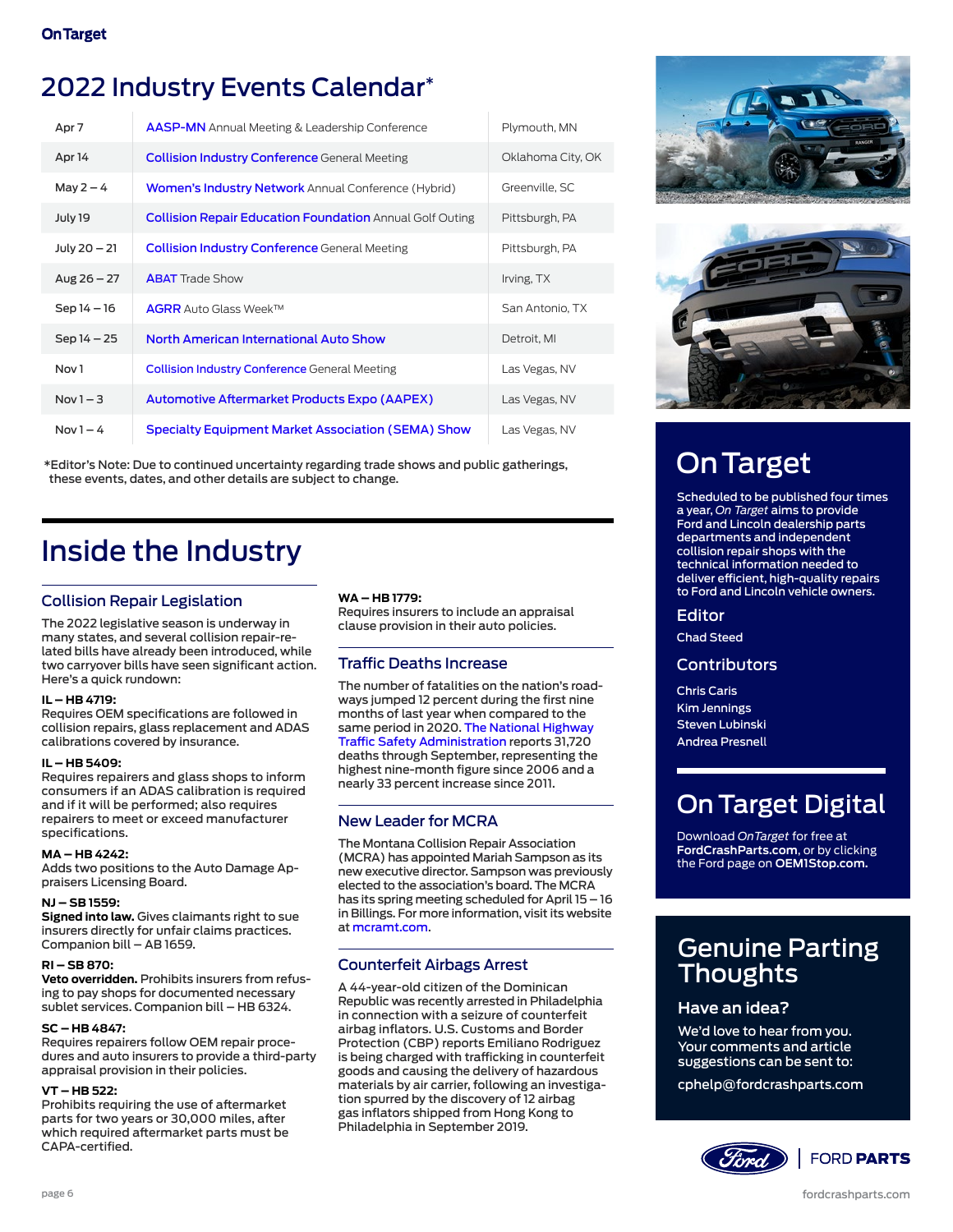# 2022 Industry Events Calendar*

| | | |
|---|---|---|
| Apr 7 | AASP-MN Annual Meeting & Leadership Conference | Plymouth, MN |
| Apr 14 | Collision Industry Conference General Meeting | Oklahoma City, OK |
| May 2 – 4 | Women's Industry Network Annual Conference (Hybrid) | Greenville, SC |
| July 19 | Collision Repair Education Foundation Annual Golf Outing | Pittsburgh, PA |
| July 20 – 21 | Collision Industry Conference General Meeting | Pittsburgh, PA |
| Aug 26 – 27 | ABAT Trade Show | Irving, TX |
| Sep 14 – 16 | AGRR Auto Glass Week™ | San Antonio, TX |
| Sep 14 – 25 | North American International Auto Show | Detroit, MI |
| Nov 1 | Collision Industry Conference General Meeting | Las Vegas, NV |
| Nov 1 – 3 | Automotive Aftermarket Products Expo (AAPEX) | Las Vegas, NV |
| Nov 1 – 4 | Specialty Equipment Market Association (SEMA) Show | Las Vegas, NV |

*Editor's Note: Due to continued uncertainty regarding trade shows and public gatherings, these events, dates, and other details are subject to change.

# Inside the Industry

## Collision Repair Legislation

The 2022 legislative season is underway in many states, and several collision repair-related bills have already been introduced, while two carryover bills have seen significant action. Here's a quick rundown:

**IL – HB 4719:**
Requires OEM specifications are followed in collision repairs, glass replacement and ADAS calibrations covered by insurance.

**IL – HB 5409:**
Requires repairers and glass shops to inform consumers if an ADAS calibration is required and if it will be performed; also requires repairers to meet or exceed manufacturer specifications.

**MA – HB 4242:**
Adds two positions to the Auto Damage Appraisers Licensing Board.

**NJ – SB 1559:**
**Signed into law.** Gives claimants right to sue insurers directly for unfair claims practices. Companion bill – AB 1659.

**RI – SB 870:**
**Veto overridden.** Prohibits insurers from refusing to pay shops for documented necessary sublet services. Companion bill – HB 6324.

**SC – HB 4847:**
Requires repairers follow OEM repair procedures and auto insurers to provide a third-party appraisal provision in their policies.

**VT – HB 522:**
Prohibits requiring the use of aftermarket parts for two years or 30,000 miles, after which required aftermarket parts must be CAPA-certified.

**WA – HB 1779:**
Requires insurers to include an appraisal clause provision in their auto policies.

## Traffic Deaths Increase

The number of fatalities on the nation's roadways jumped 12 percent during the first nine months of last year when compared to the same period in 2020. The National Highway Traffic Safety Administration reports 31,720 deaths through September, representing the highest nine-month figure since 2006 and a nearly 33 percent increase since 2011.

## New Leader for MCRA

The Montana Collision Repair Association (MCRA) has appointed Mariah Sampson as its new executive director. Sampson was previously elected to the association's board. The MCRA has its spring meeting scheduled for April 15 – 16 in Billings. For more information, visit its website at mcramt.com.

## Counterfeit Airbags Arrest

A 44-year-old citizen of the Dominican Republic was recently arrested in Philadelphia in connection with a seizure of counterfeit airbag inflators. U.S. Customs and Border Protection (CBP) reports Emiliano Rodriguez is being charged with trafficking in counterfeit goods and causing the delivery of hazardous materials by air carrier, following an investigation spurred by the discovery of 12 airbag gas inflators shipped from Hong Kong to Philadelphia in September 2019.

# On Target

Scheduled to be published four times a year, *On Target* aims to provide Ford and Lincoln dealership parts departments and independent collision repair shops with the technical information needed to deliver efficient, high-quality repairs to Ford and Lincoln vehicle owners.

## Editor

Chad Steed

## Contributors

Chris Caris
Kim Jennings
Steven Lubinski
Andrea Presnell

# On Target Digital

Download *On Target* for free at **FordCrashParts.com**, or by clicking the Ford page on **OEM1Stop.com.**

# Genuine Parting Thoughts

## Have an idea?

We'd love to hear from you. Your comments and article suggestions can be sent to:

cphelp@fordcrashparts.com

FORD PARTS